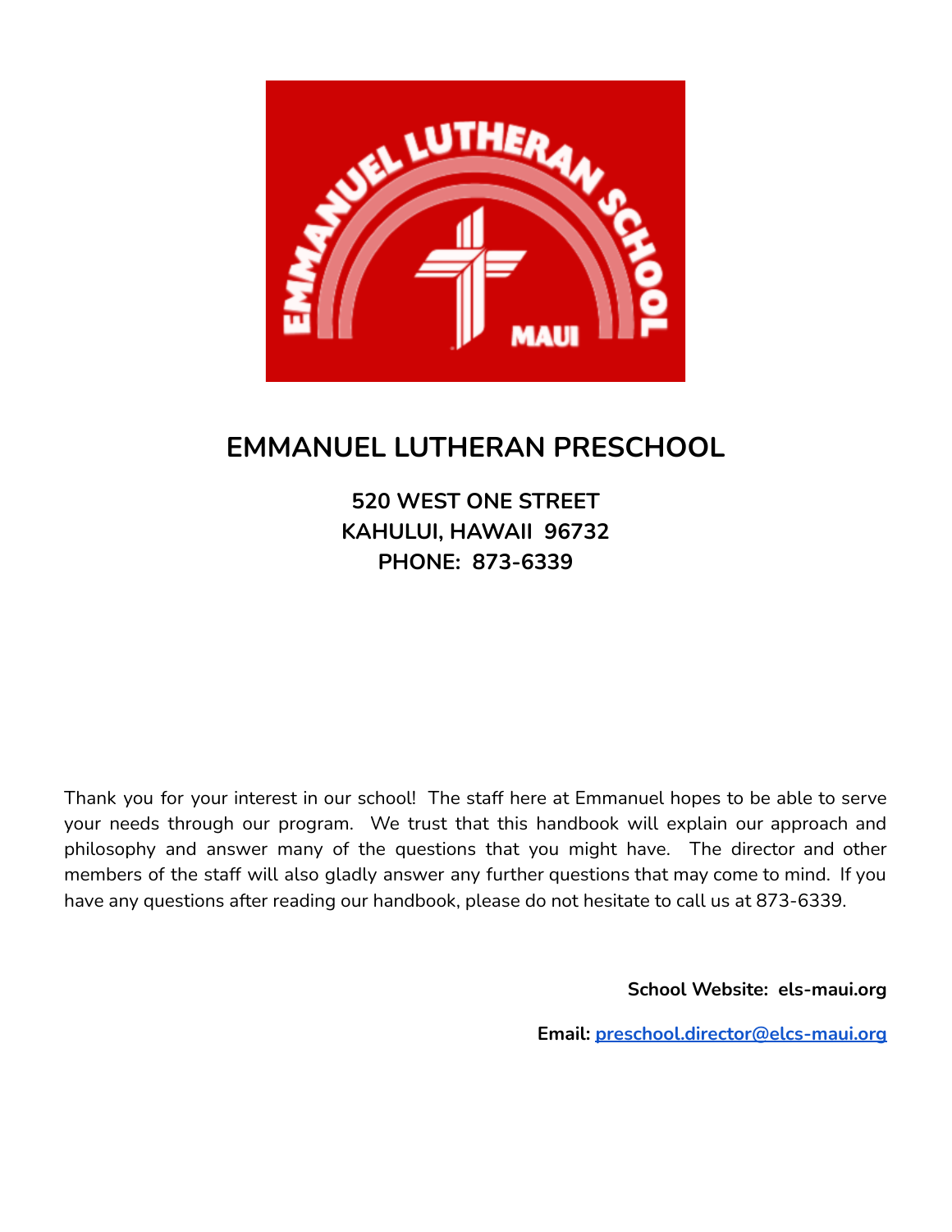# EMMANUEL LUTHERAN PRESCHOOL

**520 WEST ONE STREET**
**KAHULUI, HAWAII 96732**
**PHONE: 873-6339**

Thank you for your interest in our school! The staff here at Emmanuel hopes to be able to serve your needs through our program. We trust that this handbook will explain our approach and philosophy and answer many of the questions that you might have. The director and other members of the staff will also gladly answer any further questions that may come to mind. If you have any questions after reading our handbook, please do not hesitate to call us at 873-6339.

**School Website: els-maui.org**

**Email: preschool.director@elcs-maui.org**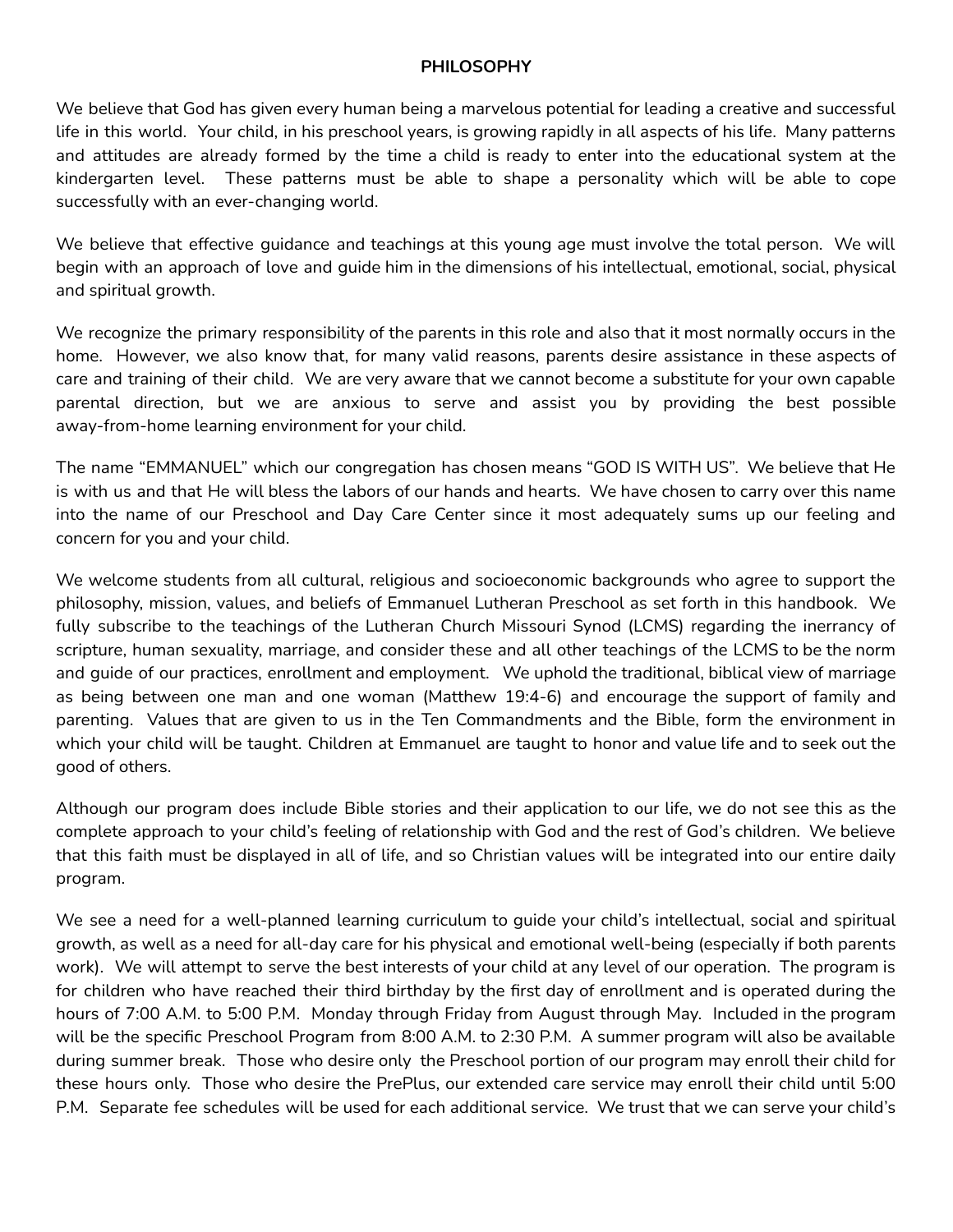## PHILOSOPHY

We believe that God has given every human being a marvelous potential for leading a creative and successful life in this world. Your child, in his preschool years, is growing rapidly in all aspects of his life. Many patterns and attitudes are already formed by the time a child is ready to enter into the educational system at the kindergarten level. These patterns must be able to shape a personality which will be able to cope successfully with an ever-changing world.

We believe that effective guidance and teachings at this young age must involve the total person. We will begin with an approach of love and guide him in the dimensions of his intellectual, emotional, social, physical and spiritual growth.

We recognize the primary responsibility of the parents in this role and also that it most normally occurs in the home. However, we also know that, for many valid reasons, parents desire assistance in these aspects of care and training of their child. We are very aware that we cannot become a substitute for your own capable parental direction, but we are anxious to serve and assist you by providing the best possible away-from-home learning environment for your child.

The name "EMMANUEL" which our congregation has chosen means "GOD IS WITH US". We believe that He is with us and that He will bless the labors of our hands and hearts. We have chosen to carry over this name into the name of our Preschool and Day Care Center since it most adequately sums up our feeling and concern for you and your child.

We welcome students from all cultural, religious and socioeconomic backgrounds who agree to support the philosophy, mission, values, and beliefs of Emmanuel Lutheran Preschool as set forth in this handbook. We fully subscribe to the teachings of the Lutheran Church Missouri Synod (LCMS) regarding the inerrancy of scripture, human sexuality, marriage, and consider these and all other teachings of the LCMS to be the norm and guide of our practices, enrollment and employment. We uphold the traditional, biblical view of marriage as being between one man and one woman (Matthew 19:4-6) and encourage the support of family and parenting. Values that are given to us in the Ten Commandments and the Bible, form the environment in which your child will be taught. Children at Emmanuel are taught to honor and value life and to seek out the good of others.

Although our program does include Bible stories and their application to our life, we do not see this as the complete approach to your child's feeling of relationship with God and the rest of God's children. We believe that this faith must be displayed in all of life, and so Christian values will be integrated into our entire daily program.

We see a need for a well-planned learning curriculum to guide your child's intellectual, social and spiritual growth, as well as a need for all-day care for his physical and emotional well-being (especially if both parents work). We will attempt to serve the best interests of your child at any level of our operation. The program is for children who have reached their third birthday by the first day of enrollment and is operated during the hours of 7:00 A.M. to 5:00 P.M. Monday through Friday from August through May. Included in the program will be the specific Preschool Program from 8:00 A.M. to 2:30 P.M. A summer program will also be available during summer break. Those who desire only the Preschool portion of our program may enroll their child for these hours only. Those who desire the PrePlus, our extended care service may enroll their child until 5:00 P.M. Separate fee schedules will be used for each additional service. We trust that we can serve your child's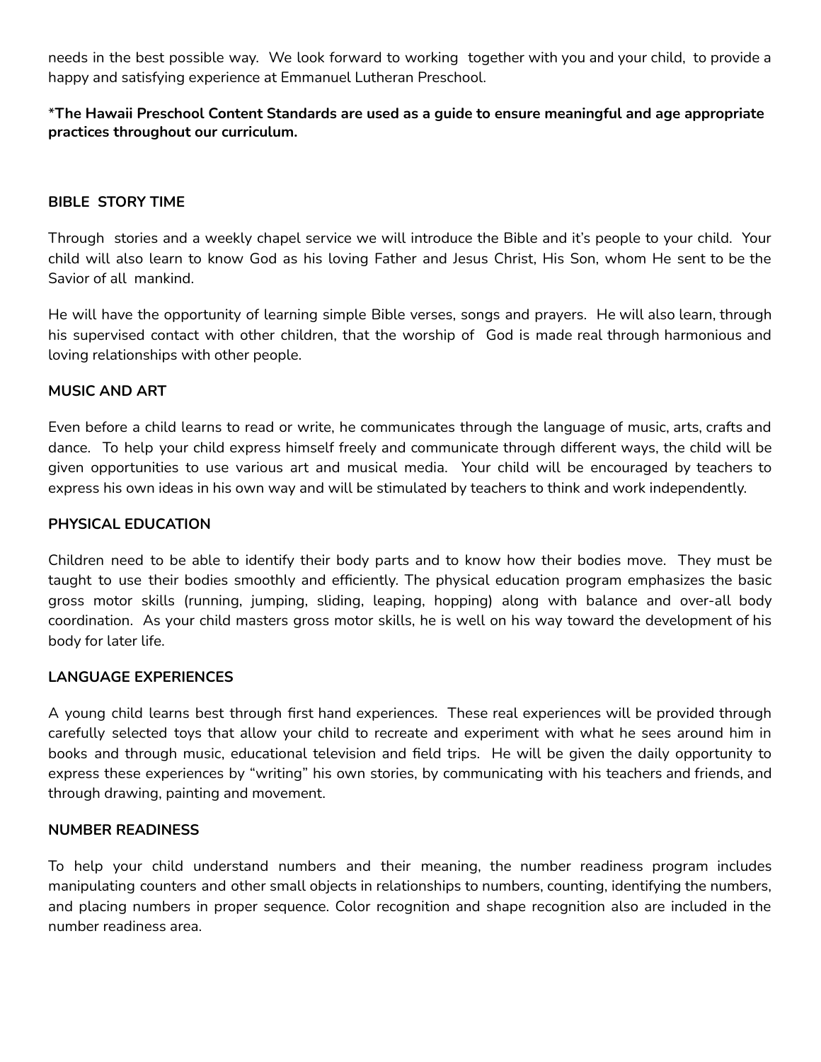needs in the best possible way. We look forward to working together with you and your child, to provide a happy and satisfying experience at Emmanuel Lutheran Preschool.

***The Hawaii Preschool Content Standards are used as a guide to ensure meaningful and age appropriate practices throughout our curriculum.**

## BIBLE STORY TIME

Through stories and a weekly chapel service we will introduce the Bible and it's people to your child. Your child will also learn to know God as his loving Father and Jesus Christ, His Son, whom He sent to be the Savior of all mankind.

He will have the opportunity of learning simple Bible verses, songs and prayers. He will also learn, through his supervised contact with other children, that the worship of God is made real through harmonious and loving relationships with other people.

## MUSIC AND ART

Even before a child learns to read or write, he communicates through the language of music, arts, crafts and dance. To help your child express himself freely and communicate through different ways, the child will be given opportunities to use various art and musical media. Your child will be encouraged by teachers to express his own ideas in his own way and will be stimulated by teachers to think and work independently.

## PHYSICAL EDUCATION

Children need to be able to identify their body parts and to know how their bodies move. They must be taught to use their bodies smoothly and efficiently. The physical education program emphasizes the basic gross motor skills (running, jumping, sliding, leaping, hopping) along with balance and over-all body coordination. As your child masters gross motor skills, he is well on his way toward the development of his body for later life.

## LANGUAGE EXPERIENCES

A young child learns best through first hand experiences. These real experiences will be provided through carefully selected toys that allow your child to recreate and experiment with what he sees around him in books and through music, educational television and field trips. He will be given the daily opportunity to express these experiences by "writing" his own stories, by communicating with his teachers and friends, and through drawing, painting and movement.

## NUMBER READINESS

To help your child understand numbers and their meaning, the number readiness program includes manipulating counters and other small objects in relationships to numbers, counting, identifying the numbers, and placing numbers in proper sequence. Color recognition and shape recognition also are included in the number readiness area.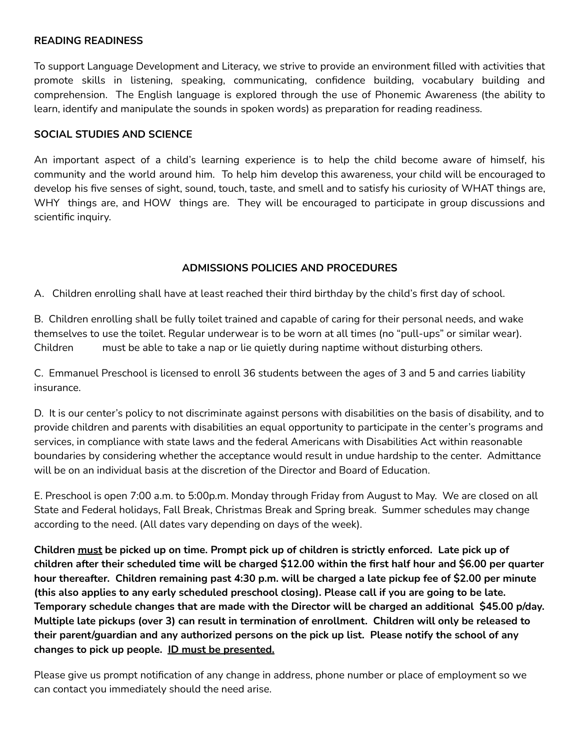## READING READINESS

To support Language Development and Literacy, we strive to provide an environment filled with activities that promote skills in listening, speaking, communicating, confidence building, vocabulary building and comprehension. The English language is explored through the use of Phonemic Awareness (the ability to learn, identify and manipulate the sounds in spoken words) as preparation for reading readiness.

## SOCIAL STUDIES AND SCIENCE

An important aspect of a child's learning experience is to help the child become aware of himself, his community and the world around him. To help him develop this awareness, your child will be encouraged to develop his five senses of sight, sound, touch, taste, and smell and to satisfy his curiosity of WHAT things are, WHY things are, and HOW things are. They will be encouraged to participate in group discussions and scientific inquiry.

## ADMISSIONS POLICIES AND PROCEDURES

A. Children enrolling shall have at least reached their third birthday by the child's first day of school.

B. Children enrolling shall be fully toilet trained and capable of caring for their personal needs, and wake themselves to use the toilet. Regular underwear is to be worn at all times (no "pull-ups" or similar wear). Children must be able to take a nap or lie quietly during naptime without disturbing others.

C. Emmanuel Preschool is licensed to enroll 36 students between the ages of 3 and 5 and carries liability insurance.

D. It is our center's policy to not discriminate against persons with disabilities on the basis of disability, and to provide children and parents with disabilities an equal opportunity to participate in the center's programs and services, in compliance with state laws and the federal Americans with Disabilities Act within reasonable boundaries by considering whether the acceptance would result in undue hardship to the center. Admittance will be on an individual basis at the discretion of the Director and Board of Education.

E. Preschool is open 7:00 a.m. to 5:00p.m. Monday through Friday from August to May. We are closed on all State and Federal holidays, Fall Break, Christmas Break and Spring break. Summer schedules may change according to the need. (All dates vary depending on days of the week).

**Children <u>must</u> be picked up on time. Prompt pick up of children is strictly enforced. Late pick up of children after their scheduled time will be charged $12.00 within the first half hour and $6.00 per quarter hour thereafter. Children remaining past 4:30 p.m. will be charged a late pickup fee of $2.00 per minute (this also applies to any early scheduled preschool closing). Please call if you are going to be late. Temporary schedule changes that are made with the Director will be charged an additional $45.00 p/day. Multiple late pickups (over 3) can result in termination of enrollment. Children will only be released to their parent/guardian and any authorized persons on the pick up list. Please notify the school of any changes to pick up people. <u>ID must be presented.</u>**

Please give us prompt notification of any change in address, phone number or place of employment so we can contact you immediately should the need arise.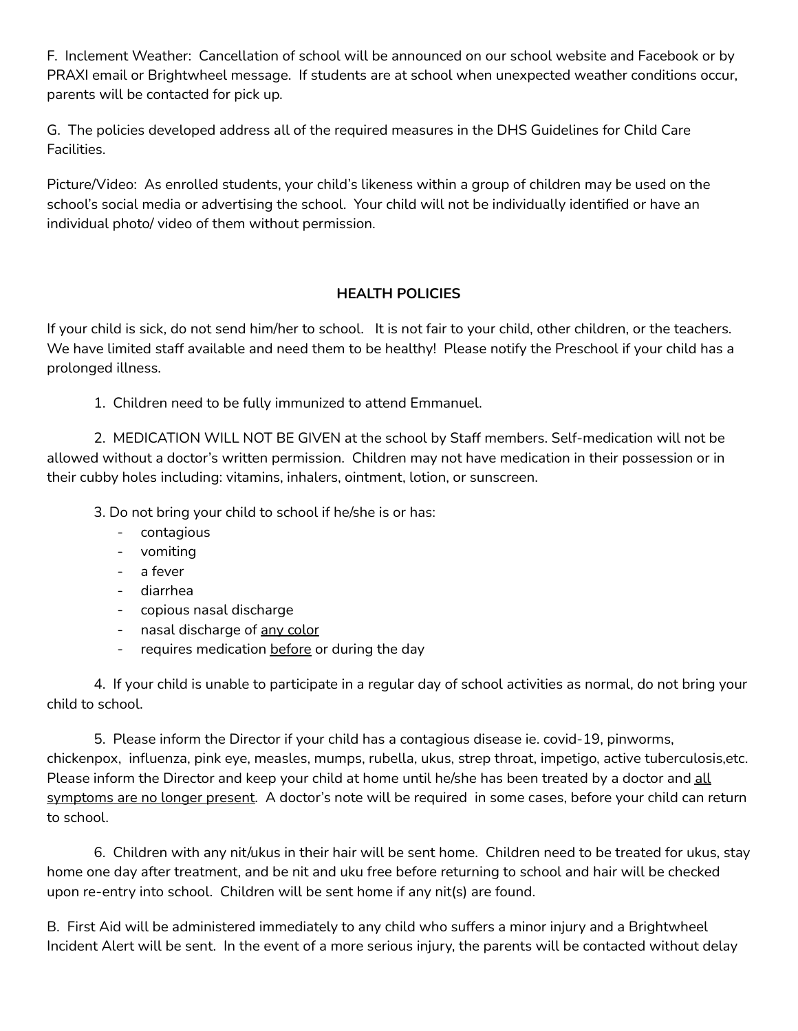F. Inclement Weather: Cancellation of school will be announced on our school website and Facebook or by PRAXI email or Brightwheel message. If students are at school when unexpected weather conditions occur, parents will be contacted for pick up.

G. The policies developed address all of the required measures in the DHS Guidelines for Child Care Facilities.

Picture/Video: As enrolled students, your child's likeness within a group of children may be used on the school's social media or advertising the school. Your child will not be individually identified or have an individual photo/ video of them without permission.

## HEALTH POLICIES

If your child is sick, do not send him/her to school. It is not fair to your child, other children, or the teachers. We have limited staff available and need them to be healthy! Please notify the Preschool if your child has a prolonged illness.

1. Children need to be fully immunized to attend Emmanuel.

2. MEDICATION WILL NOT BE GIVEN at the school by Staff members. Self-medication will not be allowed without a doctor's written permission. Children may not have medication in their possession or in their cubby holes including: vitamins, inhalers, ointment, lotion, or sunscreen.

3. Do not bring your child to school if he/she is or has:
   - contagious
   - vomiting
   - a fever
   - diarrhea
   - copious nasal discharge
   - nasal discharge of <u>any color</u>
   - requires medication <u>before</u> or during the day

4. If your child is unable to participate in a regular day of school activities as normal, do not bring your child to school.

5. Please inform the Director if your child has a contagious disease ie. covid-19, pinworms, chickenpox, influenza, pink eye, measles, mumps, rubella, ukus, strep throat, impetigo, active tuberculosis,etc. Please inform the Director and keep your child at home until he/she has been treated by a doctor and <u>all symptoms are no longer present</u>. A doctor's note will be required in some cases, before your child can return to school.

6. Children with any nit/ukus in their hair will be sent home. Children need to be treated for ukus, stay home one day after treatment, and be nit and uku free before returning to school and hair will be checked upon re-entry into school. Children will be sent home if any nit(s) are found.

B. First Aid will be administered immediately to any child who suffers a minor injury and a Brightwheel Incident Alert will be sent. In the event of a more serious injury, the parents will be contacted without delay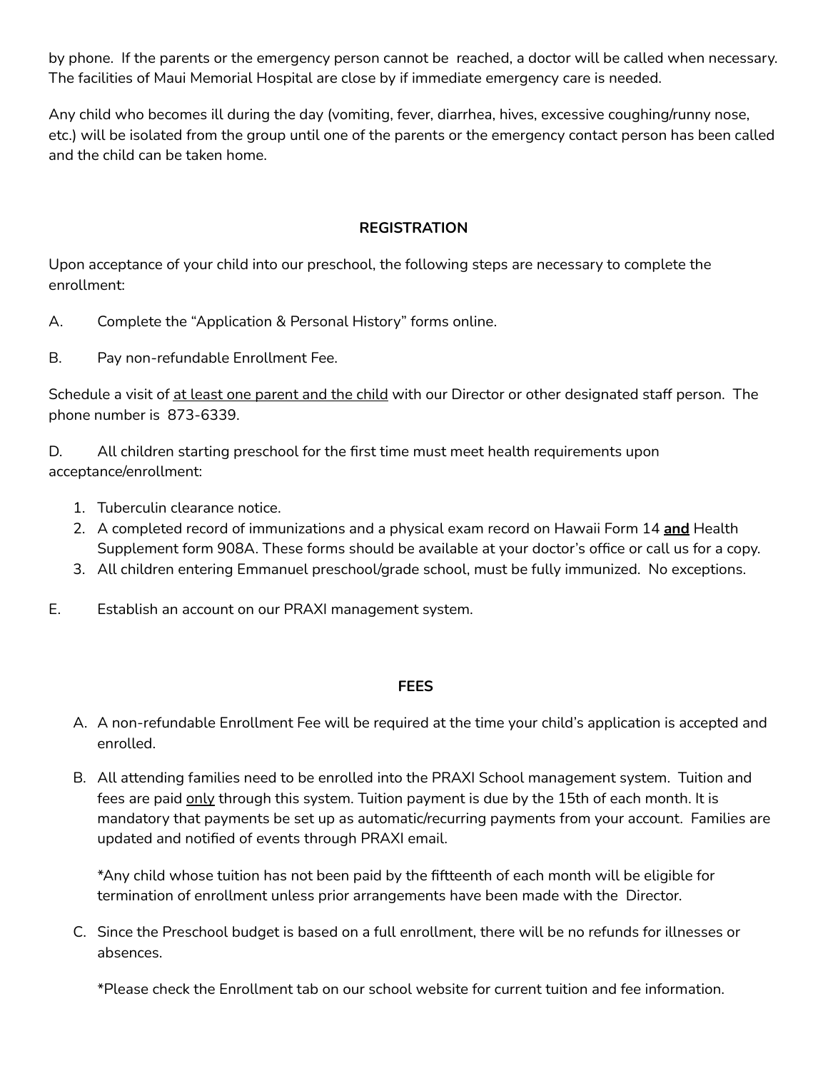by phone. If the parents or the emergency person cannot be reached, a doctor will be called when necessary. The facilities of Maui Memorial Hospital are close by if immediate emergency care is needed.

Any child who becomes ill during the day (vomiting, fever, diarrhea, hives, excessive coughing/runny nose, etc.) will be isolated from the group until one of the parents or the emergency contact person has been called and the child can be taken home.

## REGISTRATION

Upon acceptance of your child into our preschool, the following steps are necessary to complete the enrollment:

A. Complete the "Application & Personal History" forms online.

B. Pay non-refundable Enrollment Fee.

Schedule a visit of <u>at least one parent and the child</u> with our Director or other designated staff person. The phone number is 873-6339.

D. All children starting preschool for the first time must meet health requirements upon acceptance/enrollment:

1. Tuberculin clearance notice.
2. A completed record of immunizations and a physical exam record on Hawaii Form 14 **<u>and</u>** Health Supplement form 908A. These forms should be available at your doctor's office or call us for a copy.
3. All children entering Emmanuel preschool/grade school, must be fully immunized. No exceptions.

E. Establish an account on our PRAXI management system.

## FEES

A. A non-refundable Enrollment Fee will be required at the time your child's application is accepted and enrolled.

B. All attending families need to be enrolled into the PRAXI School management system. Tuition and fees are paid <u>only</u> through this system. Tuition payment is due by the 15th of each month. It is mandatory that payments be set up as automatic/recurring payments from your account. Families are updated and notified of events through PRAXI email.

   *Any child whose tuition has not been paid by the fiftteenth of each month will be eligible for termination of enrollment unless prior arrangements have been made with the Director.

C. Since the Preschool budget is based on a full enrollment, there will be no refunds for illnesses or absences.

   *Please check the Enrollment tab on our school website for current tuition and fee information.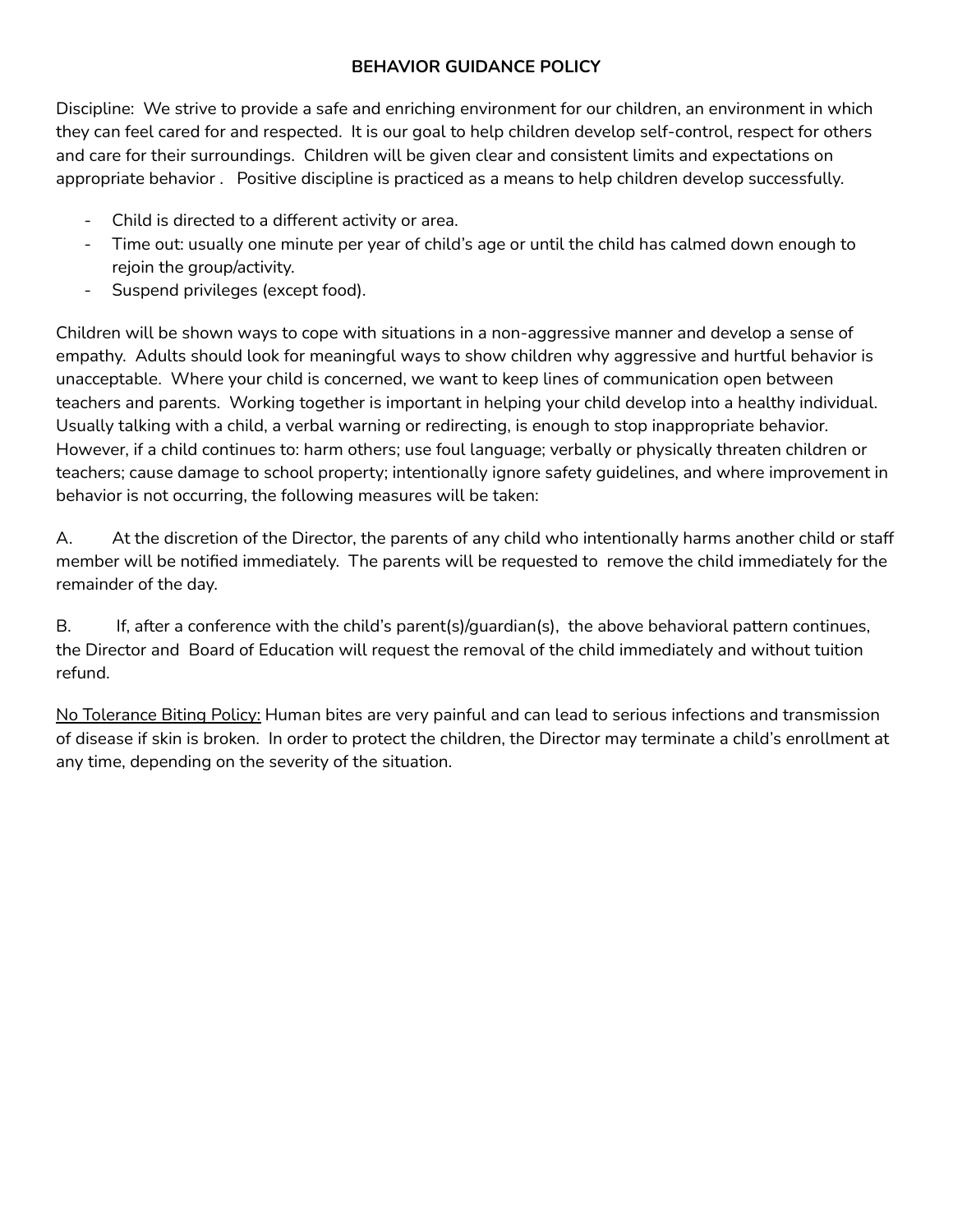# BEHAVIOR GUIDANCE POLICY

Discipline: We strive to provide a safe and enriching environment for our children, an environment in which they can feel cared for and respected. It is our goal to help children develop self-control, respect for others and care for their surroundings. Children will be given clear and consistent limits and expectations on appropriate behavior . Positive discipline is practiced as a means to help children develop successfully.

- Child is directed to a different activity or area.
- Time out: usually one minute per year of child's age or until the child has calmed down enough to rejoin the group/activity.
- Suspend privileges (except food).

Children will be shown ways to cope with situations in a non-aggressive manner and develop a sense of empathy. Adults should look for meaningful ways to show children why aggressive and hurtful behavior is unacceptable. Where your child is concerned, we want to keep lines of communication open between teachers and parents. Working together is important in helping your child develop into a healthy individual. Usually talking with a child, a verbal warning or redirecting, is enough to stop inappropriate behavior. However, if a child continues to: harm others; use foul language; verbally or physically threaten children or teachers; cause damage to school property; intentionally ignore safety guidelines, and where improvement in behavior is not occurring, the following measures will be taken:

A. At the discretion of the Director, the parents of any child who intentionally harms another child or staff member will be notified immediately. The parents will be requested to remove the child immediately for the remainder of the day.

B. If, after a conference with the child's parent(s)/guardian(s), the above behavioral pattern continues, the Director and Board of Education will request the removal of the child immediately and without tuition refund.

<u>No Tolerance Biting Policy:</u> Human bites are very painful and can lead to serious infections and transmission of disease if skin is broken. In order to protect the children, the Director may terminate a child's enrollment at any time, depending on the severity of the situation.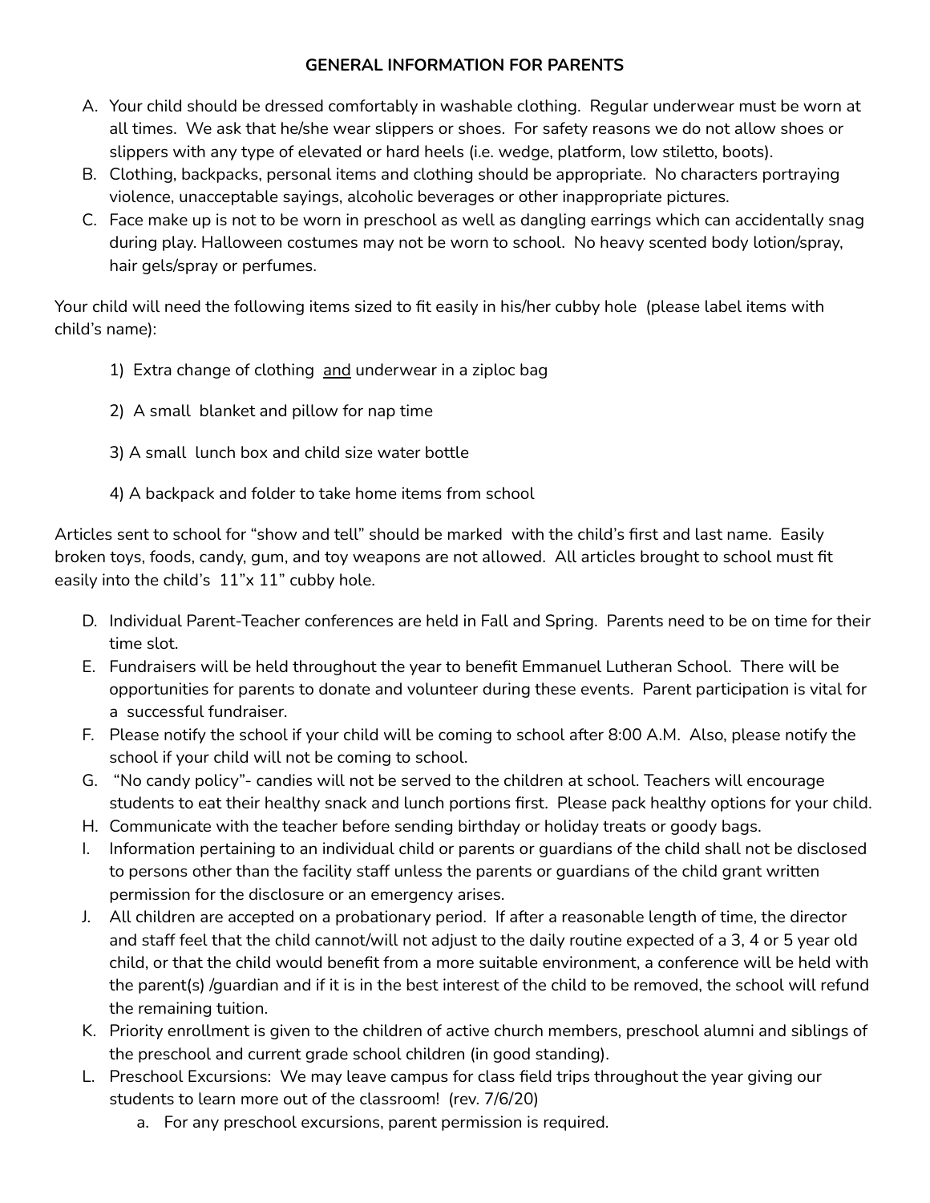**GENERAL INFORMATION FOR PARENTS**

A. Your child should be dressed comfortably in washable clothing. Regular underwear must be worn at all times. We ask that he/she wear slippers or shoes. For safety reasons we do not allow shoes or slippers with any type of elevated or hard heels (i.e. wedge, platform, low stiletto, boots).
B. Clothing, backpacks, personal items and clothing should be appropriate. No characters portraying violence, unacceptable sayings, alcoholic beverages or other inappropriate pictures.
C. Face make up is not to be worn in preschool as well as dangling earrings which can accidentally snag during play. Halloween costumes may not be worn to school. No heavy scented body lotion/spray, hair gels/spray or perfumes.

Your child will need the following items sized to fit easily in his/her cubby hole (please label items with child's name):

1) Extra change of clothing <u>and</u> underwear in a ziploc bag

2) A small blanket and pillow for nap time

3) A small lunch box and child size water bottle

4) A backpack and folder to take home items from school

Articles sent to school for "show and tell" should be marked with the child's first and last name. Easily broken toys, foods, candy, gum, and toy weapons are not allowed. All articles brought to school must fit easily into the child's 11"x 11" cubby hole.

D. Individual Parent-Teacher conferences are held in Fall and Spring. Parents need to be on time for their time slot.
E. Fundraisers will be held throughout the year to benefit Emmanuel Lutheran School. There will be opportunities for parents to donate and volunteer during these events. Parent participation is vital for a successful fundraiser.
F. Please notify the school if your child will be coming to school after 8:00 A.M. Also, please notify the school if your child will not be coming to school.
G. "No candy policy"- candies will not be served to the children at school. Teachers will encourage students to eat their healthy snack and lunch portions first. Please pack healthy options for your child.
H. Communicate with the teacher before sending birthday or holiday treats or goody bags.
I. Information pertaining to an individual child or parents or guardians of the child shall not be disclosed to persons other than the facility staff unless the parents or guardians of the child grant written permission for the disclosure or an emergency arises.
J. All children are accepted on a probationary period. If after a reasonable length of time, the director and staff feel that the child cannot/will not adjust to the daily routine expected of a 3, 4 or 5 year old child, or that the child would benefit from a more suitable environment, a conference will be held with the parent(s) /guardian and if it is in the best interest of the child to be removed, the school will refund the remaining tuition.
K. Priority enrollment is given to the children of active church members, preschool alumni and siblings of the preschool and current grade school children (in good standing).
L. Preschool Excursions: We may leave campus for class field trips throughout the year giving our students to learn more out of the classroom! (rev. 7/6/20)
    a. For any preschool excursions, parent permission is required.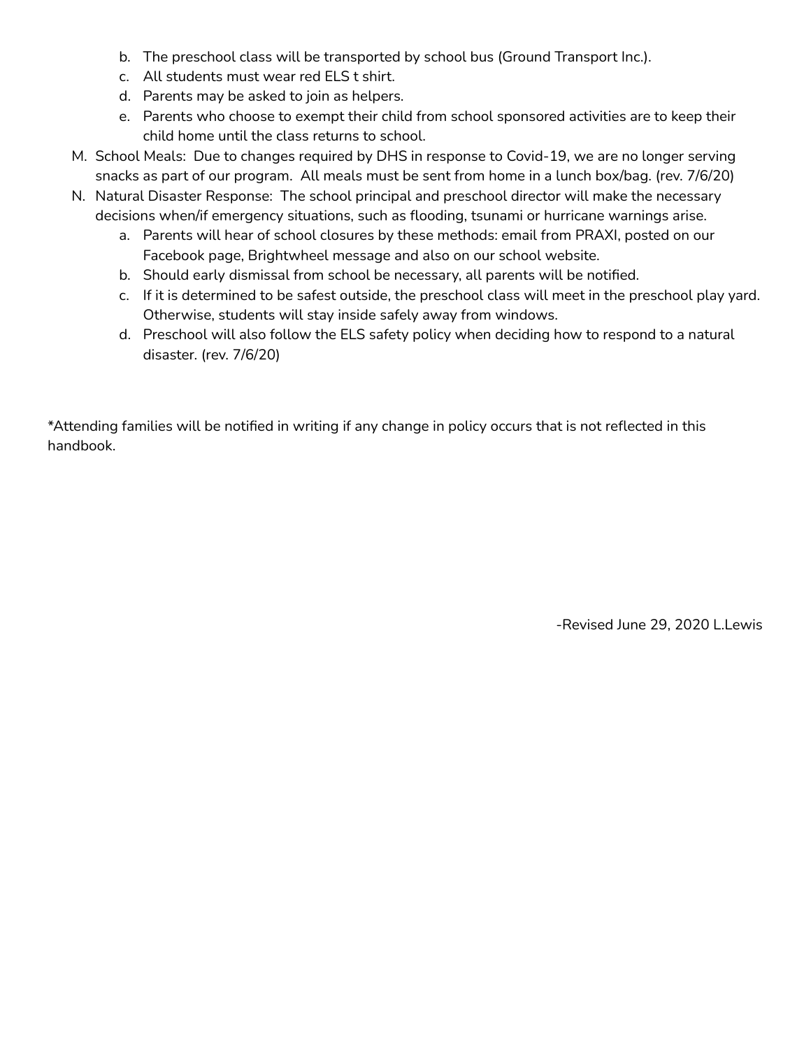b. The preschool class will be transported by school bus (Ground Transport Inc.).
  c. All students must wear red ELS t shirt.
  d. Parents may be asked to join as helpers.
  e. Parents who choose to exempt their child from school sponsored activities are to keep their child home until the class returns to school.

M. School Meals: Due to changes required by DHS in response to Covid-19, we are no longer serving snacks as part of our program. All meals must be sent from home in a lunch box/bag. (rev. 7/6/20)

N. Natural Disaster Response: The school principal and preschool director will make the necessary decisions when/if emergency situations, such as flooding, tsunami or hurricane warnings arise.
  a. Parents will hear of school closures by these methods: email from PRAXI, posted on our Facebook page, Brightwheel message and also on our school website.
  b. Should early dismissal from school be necessary, all parents will be notified.
  c. If it is determined to be safest outside, the preschool class will meet in the preschool play yard. Otherwise, students will stay inside safely away from windows.
  d. Preschool will also follow the ELS safety policy when deciding how to respond to a natural disaster. (rev. 7/6/20)

*Attending families will be notified in writing if any change in policy occurs that is not reflected in this handbook.

-Revised June 29, 2020 L.Lewis